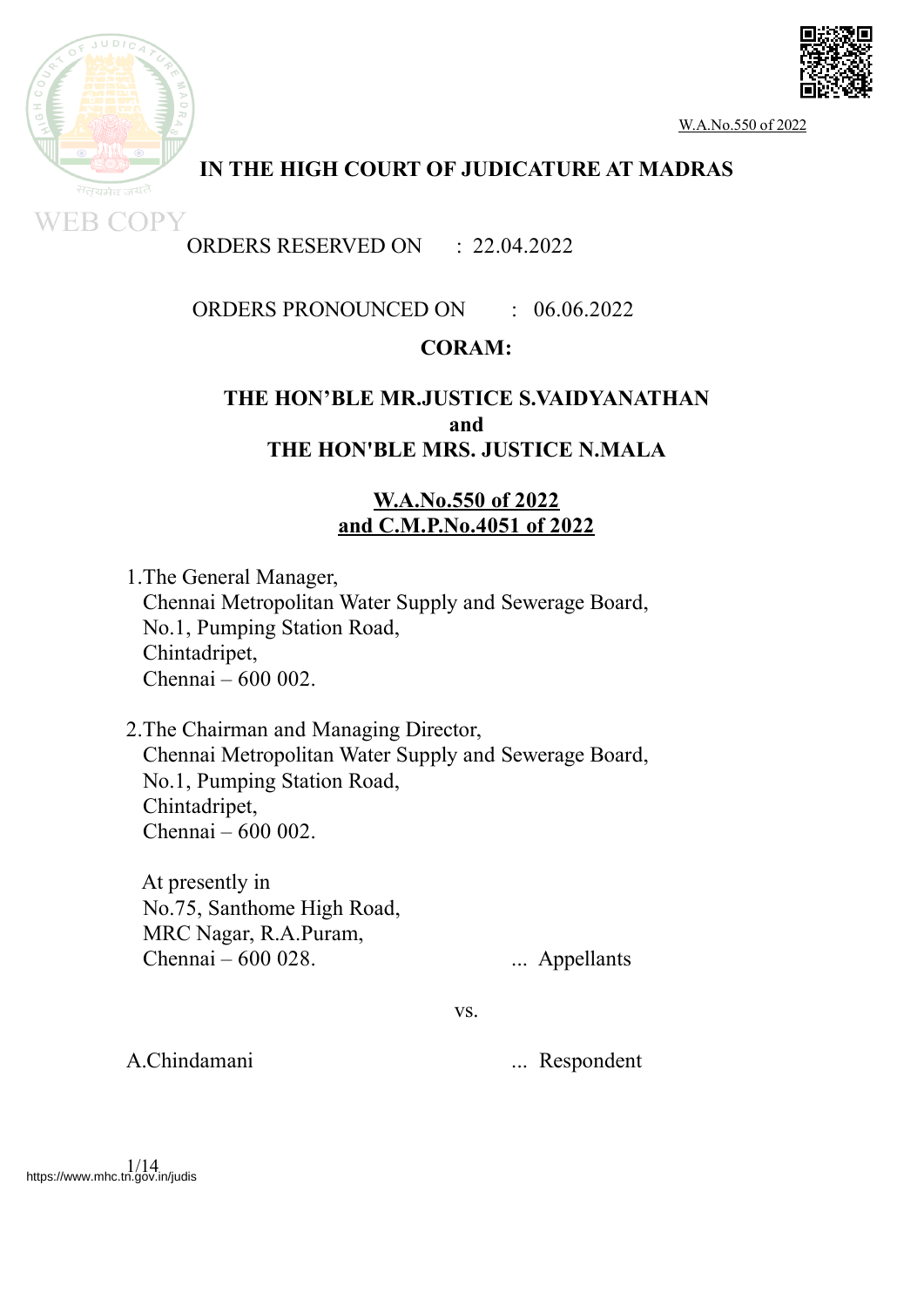# IN THE HIGH COURT OF JUDICATURE AT MADRAS

ORDERS RESERVED ON : 22.04.2022

ORDERS PRONOUNCED ON : 06.06.2022

**CORAM:**

**THE HON'BLE MR.JUSTICE S.VAIDYANATHAN**
**and**
**THE HON'BLE MRS. JUSTICE N.MALA**

**W.A.No.550 of 2022**
**and C.M.P.No.4051 of 2022**

1.The General Manager,
Chennai Metropolitan Water Supply and Sewerage Board,
No.1, Pumping Station Road,
Chintadripet,
Chennai – 600 002.

2.The Chairman and Managing Director,
Chennai Metropolitan Water Supply and Sewerage Board,
No.1, Pumping Station Road,
Chintadripet,
Chennai – 600 002.

At presently in
No.75, Santhome High Road,
MRC Nagar, R.A.Puram,
Chennai – 600 028. ... Appellants

vs.

A.Chindamani ... Respondent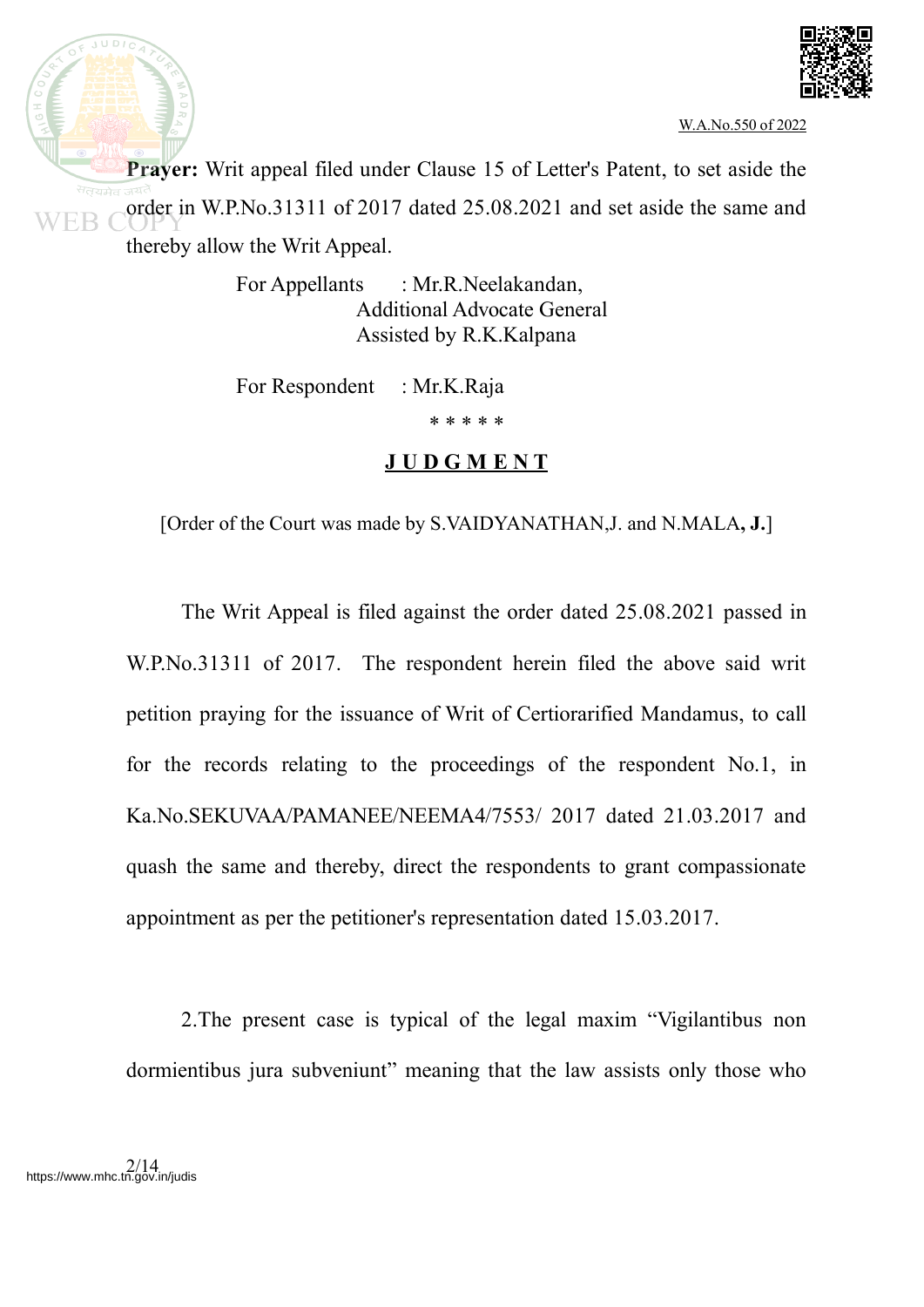**Prayer:** Writ appeal filed under Clause 15 of Letter's Patent, to set aside the order in W.P.No.31311 of 2017 dated 25.08.2021 and set aside the same and thereby allow the Writ Appeal.

For Appellants : Mr.R.Neelakandan,
Additional Advocate General
Assisted by R.K.Kalpana

For Respondent : Mr.K.Raja

\* \* \* \* \*

## JUDGMENT

[Order of the Court was made by S.VAIDYANATHAN,J. and N.MALA**, J.**]

The Writ Appeal is filed against the order dated 25.08.2021 passed in W.P.No.31311 of 2017. The respondent herein filed the above said writ petition praying for the issuance of Writ of Certiorarified Mandamus, to call for the records relating to the proceedings of the respondent No.1, in Ka.No.SEKUVAA/PAMANEE/NEEMA4/7553/ 2017 dated 21.03.2017 and quash the same and thereby, direct the respondents to grant compassionate appointment as per the petitioner's representation dated 15.03.2017.

2.The present case is typical of the legal maxim "Vigilantibus non dormientibus jura subveniunt" meaning that the law assists only those who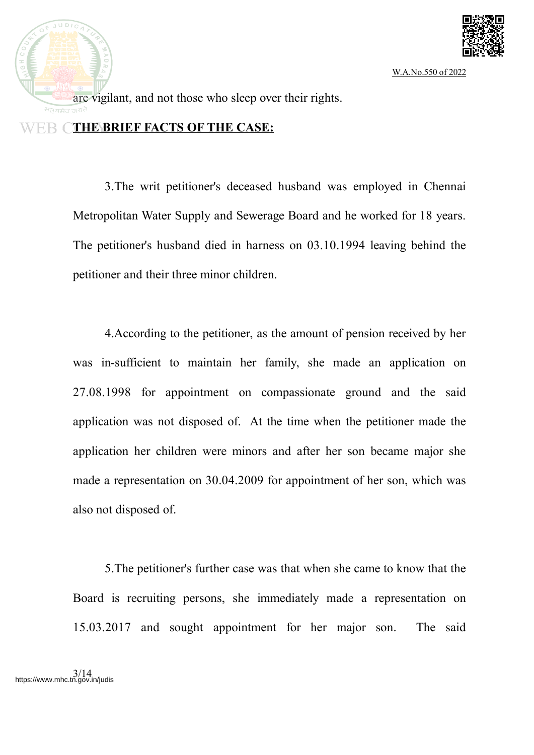are vigilant, and not those who sleep over their rights.

**THE BRIEF FACTS OF THE CASE:**

3.The writ petitioner's deceased husband was employed in Chennai Metropolitan Water Supply and Sewerage Board and he worked for 18 years. The petitioner's husband died in harness on 03.10.1994 leaving behind the petitioner and their three minor children.

4.According to the petitioner, as the amount of pension received by her was in-sufficient to maintain her family, she made an application on 27.08.1998 for appointment on compassionate ground and the said application was not disposed of. At the time when the petitioner made the application her children were minors and after her son became major she made a representation on 30.04.2009 for appointment of her son, which was also not disposed of.

5.The petitioner's further case was that when she came to know that the Board is recruiting persons, she immediately made a representation on 15.03.2017 and sought appointment for her major son. The said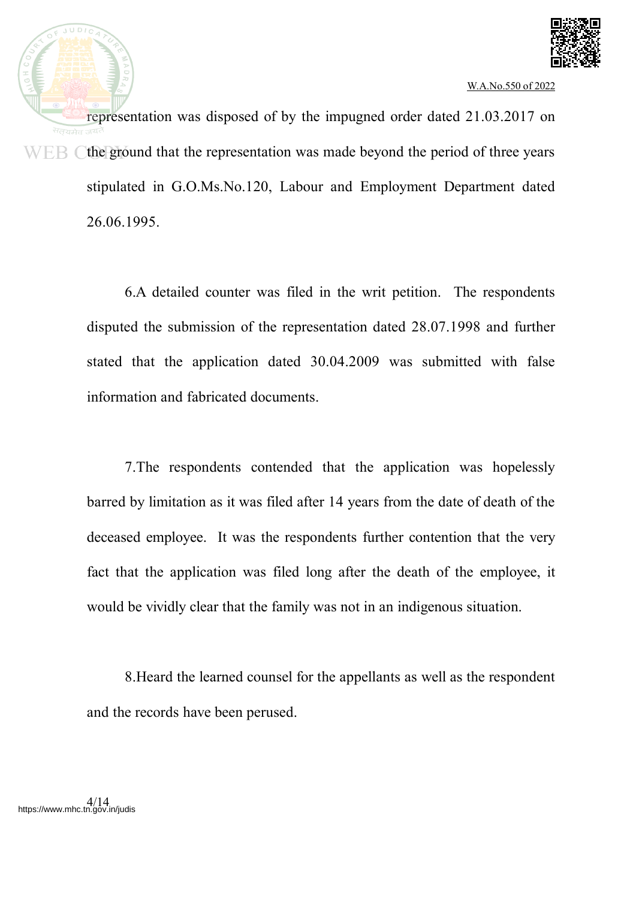representation was disposed of by the impugned order dated 21.03.2017 on the ground that the representation was made beyond the period of three years stipulated in G.O.Ms.No.120, Labour and Employment Department dated 26.06.1995.

6.A detailed counter was filed in the writ petition. The respondents disputed the submission of the representation dated 28.07.1998 and further stated that the application dated 30.04.2009 was submitted with false information and fabricated documents.

7.The respondents contended that the application was hopelessly barred by limitation as it was filed after 14 years from the date of death of the deceased employee. It was the respondents further contention that the very fact that the application was filed long after the death of the employee, it would be vividly clear that the family was not in an indigenous situation.

8.Heard the learned counsel for the appellants as well as the respondent and the records have been perused.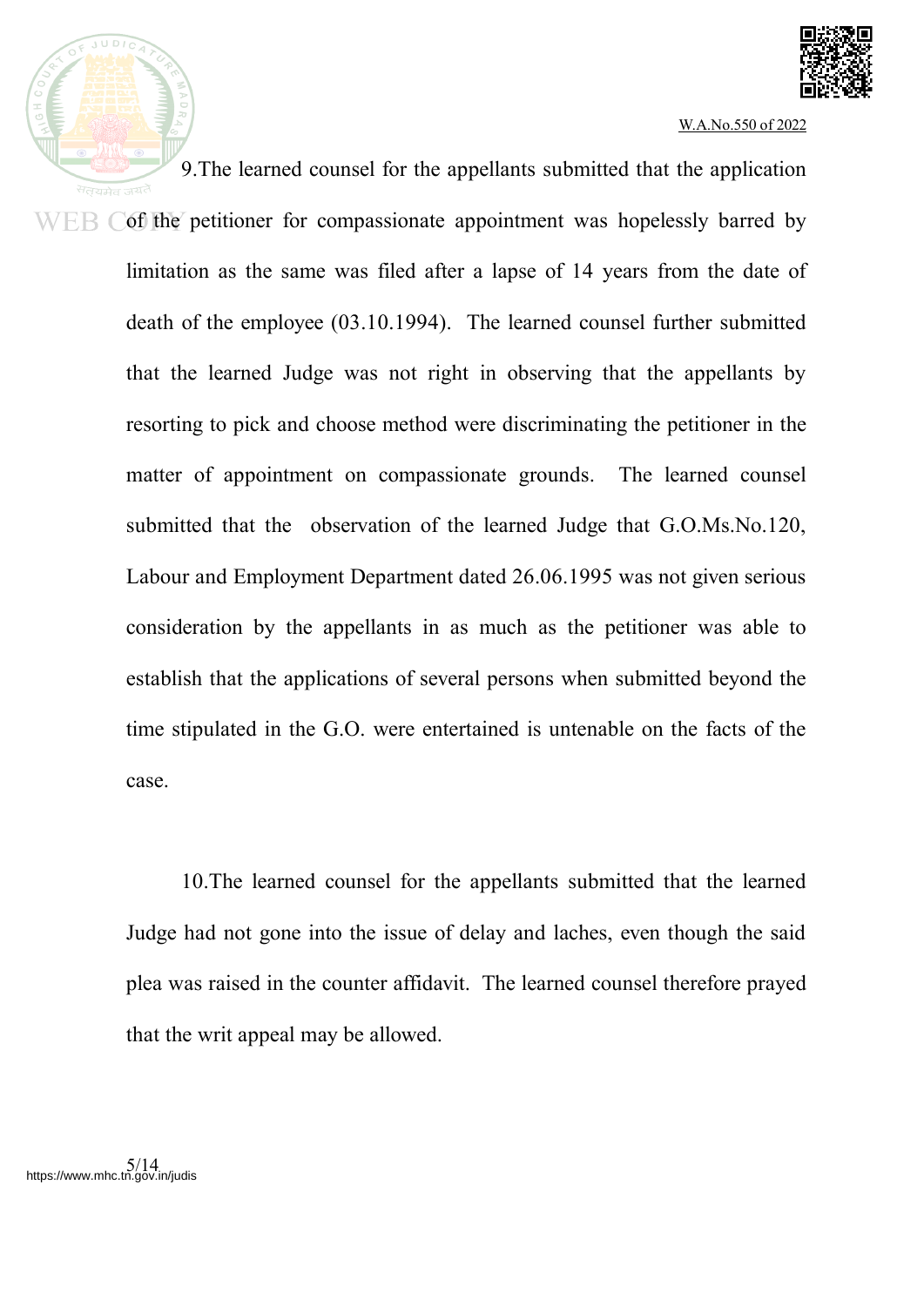9.The learned counsel for the appellants submitted that the application of the petitioner for compassionate appointment was hopelessly barred by limitation as the same was filed after a lapse of 14 years from the date of death of the employee (03.10.1994). The learned counsel further submitted that the learned Judge was not right in observing that the appellants by resorting to pick and choose method were discriminating the petitioner in the matter of appointment on compassionate grounds. The learned counsel submitted that the observation of the learned Judge that G.O.Ms.No.120, Labour and Employment Department dated 26.06.1995 was not given serious consideration by the appellants in as much as the petitioner was able to establish that the applications of several persons when submitted beyond the time stipulated in the G.O. were entertained is untenable on the facts of the case.

10.The learned counsel for the appellants submitted that the learned Judge had not gone into the issue of delay and laches, even though the said plea was raised in the counter affidavit. The learned counsel therefore prayed that the writ appeal may be allowed.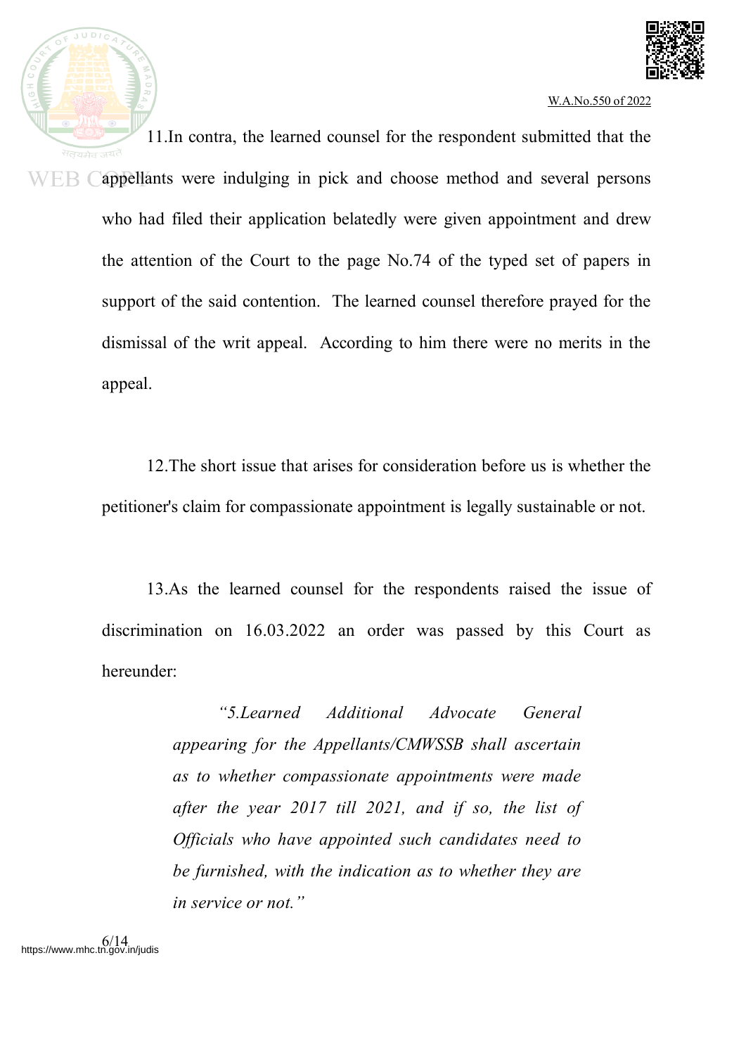11.In contra, the learned counsel for the respondent submitted that the appellants were indulging in pick and choose method and several persons who had filed their application belatedly were given appointment and drew the attention of the Court to the page No.74 of the typed set of papers in support of the said contention. The learned counsel therefore prayed for the dismissal of the writ appeal. According to him there were no merits in the appeal.

12.The short issue that arises for consideration before us is whether the petitioner's claim for compassionate appointment is legally sustainable or not.

13.As the learned counsel for the respondents raised the issue of discrimination on 16.03.2022 an order was passed by this Court as hereunder:

> *"5.Learned Additional Advocate General appearing for the Appellants/CMWSSB shall ascertain as to whether compassionate appointments were made after the year 2017 till 2021, and if so, the list of Officials who have appointed such candidates need to be furnished, with the indication as to whether they are in service or not."*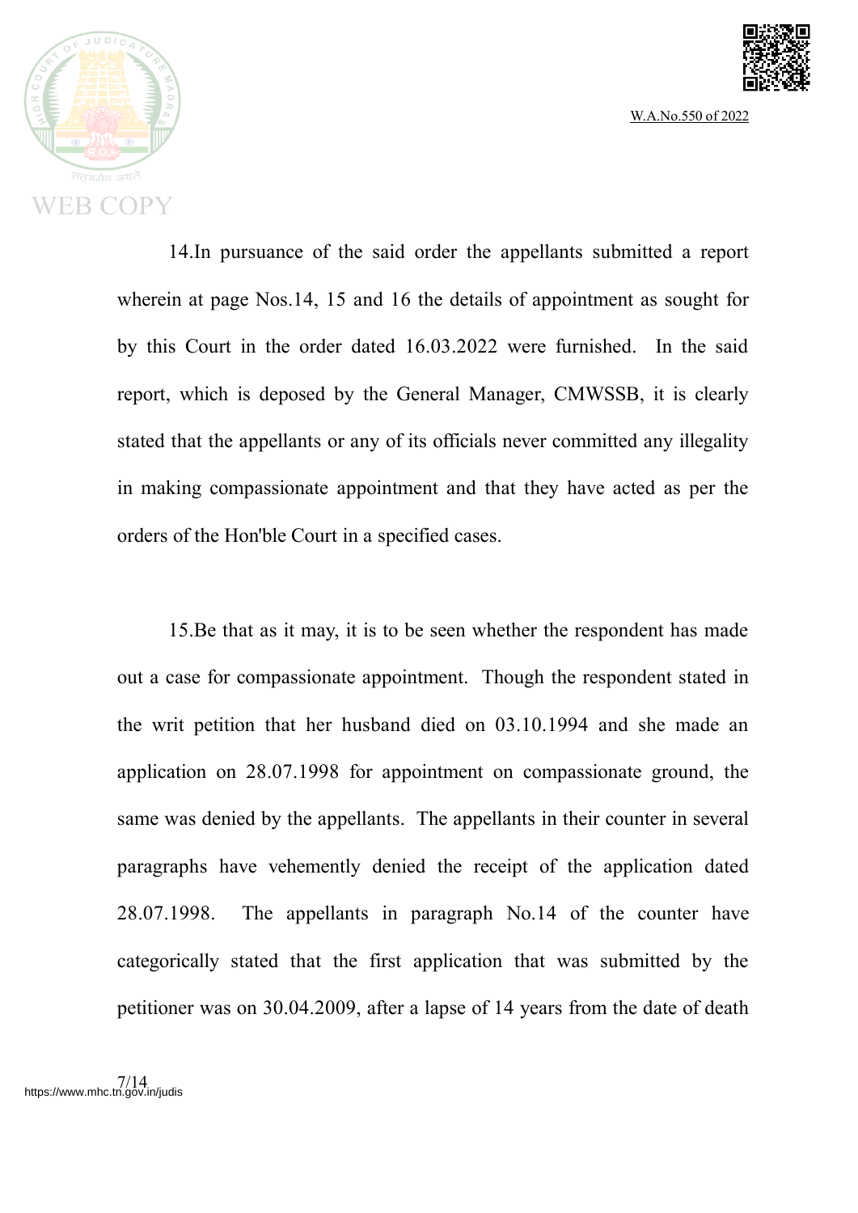14.In pursuance of the said order the appellants submitted a report wherein at page Nos.14, 15 and 16 the details of appointment as sought for by this Court in the order dated 16.03.2022 were furnished. In the said report, which is deposed by the General Manager, CMWSSB, it is clearly stated that the appellants or any of its officials never committed any illegality in making compassionate appointment and that they have acted as per the orders of the Hon'ble Court in a specified cases.

15.Be that as it may, it is to be seen whether the respondent has made out a case for compassionate appointment. Though the respondent stated in the writ petition that her husband died on 03.10.1994 and she made an application on 28.07.1998 for appointment on compassionate ground, the same was denied by the appellants. The appellants in their counter in several paragraphs have vehemently denied the receipt of the application dated 28.07.1998. The appellants in paragraph No.14 of the counter have categorically stated that the first application that was submitted by the petitioner was on 30.04.2009, after a lapse of 14 years from the date of death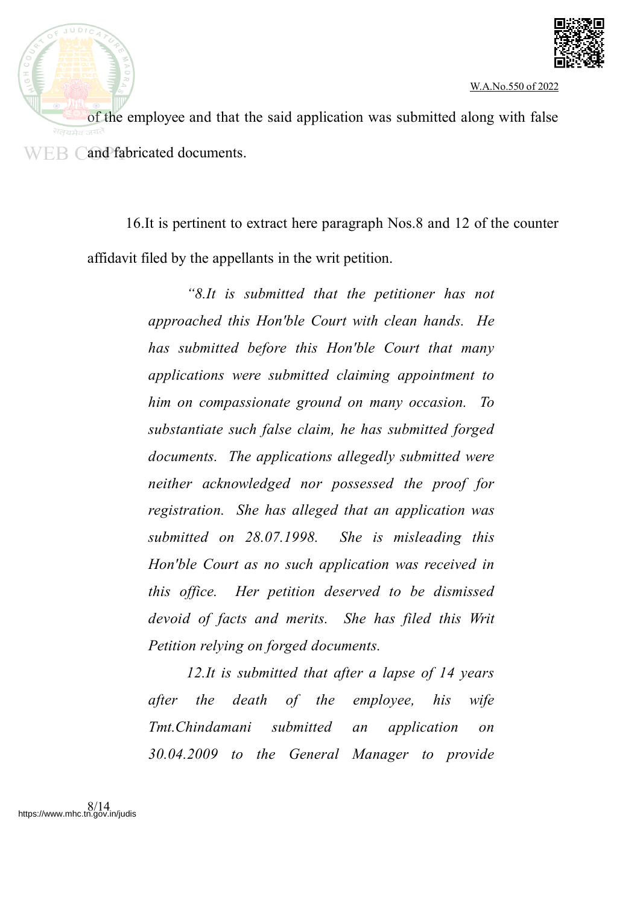of the employee and that the said application was submitted along with false and fabricated documents.

16.It is pertinent to extract here paragraph Nos.8 and 12 of the counter affidavit filed by the appellants in the writ petition.

> *"8.It is submitted that the petitioner has not approached this Hon'ble Court with clean hands. He has submitted before this Hon'ble Court that many applications were submitted claiming appointment to him on compassionate ground on many occasion. To substantiate such false claim, he has submitted forged documents. The applications allegedly submitted were neither acknowledged nor possessed the proof for registration. She has alleged that an application was submitted on 28.07.1998. She is misleading this Hon'ble Court as no such application was received in this office. Her petition deserved to be dismissed devoid of facts and merits. She has filed this Writ Petition relying on forged documents.*
>
> *12.It is submitted that after a lapse of 14 years after the death of the employee, his wife Tmt.Chindamani submitted an application on 30.04.2009 to the General Manager to provide*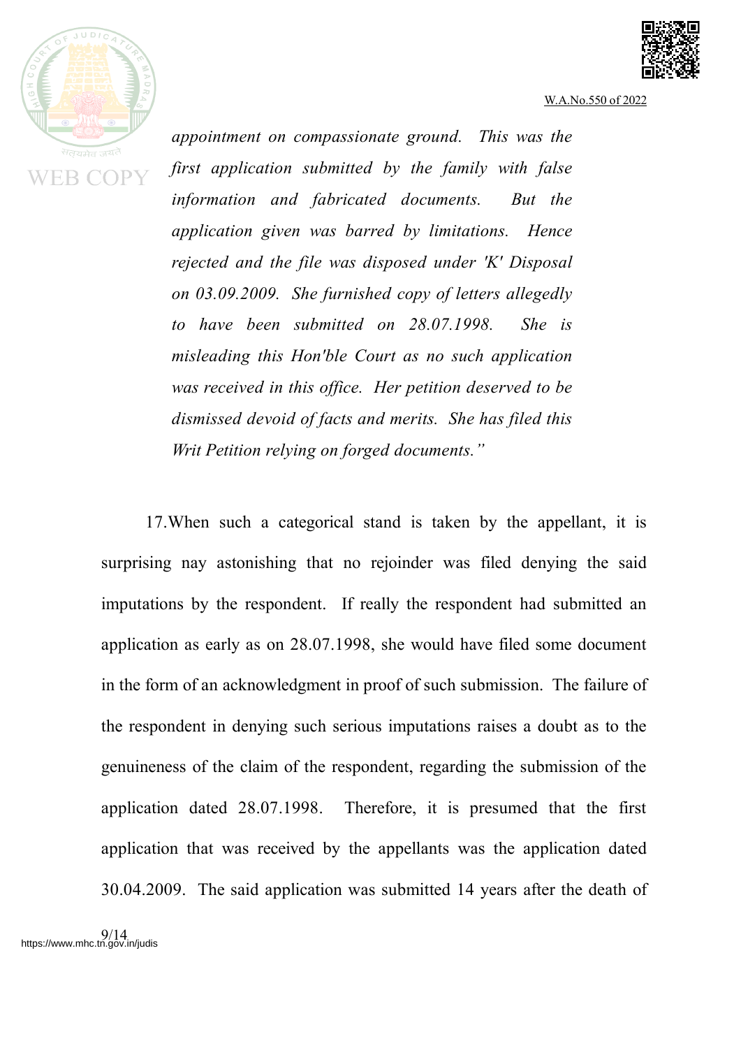*appointment on compassionate ground. This was the first application submitted by the family with false information and fabricated documents. But the application given was barred by limitations. Hence rejected and the file was disposed under 'K' Disposal on 03.09.2009. She furnished copy of letters allegedly to have been submitted on 28.07.1998. She is misleading this Hon'ble Court as no such application was received in this office. Her petition deserved to be dismissed devoid of facts and merits. She has filed this Writ Petition relying on forged documents."*

17.When such a categorical stand is taken by the appellant, it is surprising nay astonishing that no rejoinder was filed denying the said imputations by the respondent. If really the respondent had submitted an application as early as on 28.07.1998, she would have filed some document in the form of an acknowledgment in proof of such submission. The failure of the respondent in denying such serious imputations raises a doubt as to the genuineness of the claim of the respondent, regarding the submission of the application dated 28.07.1998. Therefore, it is presumed that the first application that was received by the appellants was the application dated 30.04.2009. The said application was submitted 14 years after the death of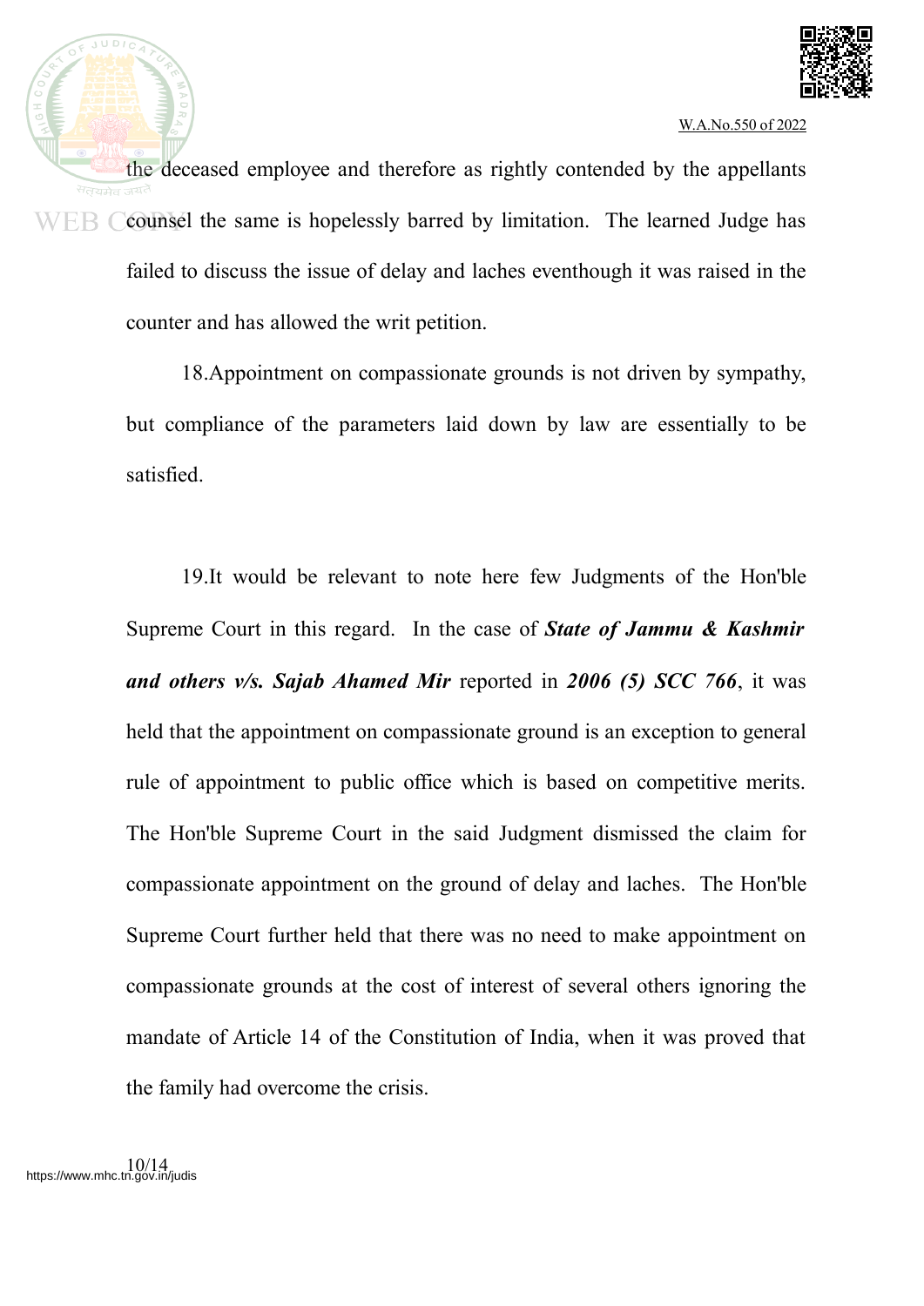the deceased employee and therefore as rightly contended by the appellants counsel the same is hopelessly barred by limitation. The learned Judge has failed to discuss the issue of delay and laches eventhough it was raised in the counter and has allowed the writ petition.

18.Appointment on compassionate grounds is not driven by sympathy, but compliance of the parameters laid down by law are essentially to be satisfied.

19.It would be relevant to note here few Judgments of the Hon'ble Supreme Court in this regard. In the case of ***State of Jammu & Kashmir and others v/s. Sajab Ahamed Mir*** reported in ***2006 (5) SCC 766***, it was held that the appointment on compassionate ground is an exception to general rule of appointment to public office which is based on competitive merits. The Hon'ble Supreme Court in the said Judgment dismissed the claim for compassionate appointment on the ground of delay and laches. The Hon'ble Supreme Court further held that there was no need to make appointment on compassionate grounds at the cost of interest of several others ignoring the mandate of Article 14 of the Constitution of India, when it was proved that the family had overcome the crisis.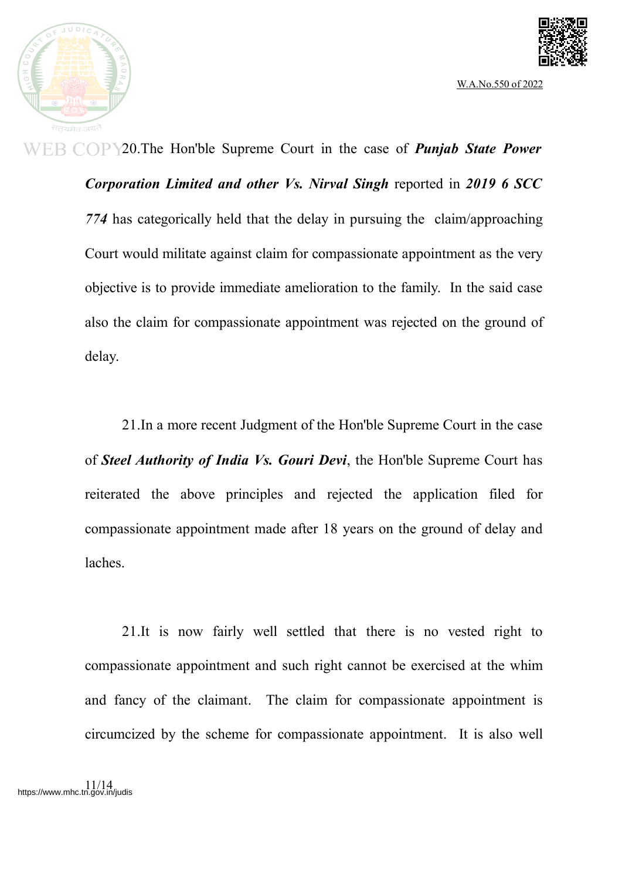20.The Hon'ble Supreme Court in the case of ***Punjab State Power Corporation Limited and other Vs. Nirval Singh*** reported in ***2019 6 SCC 774*** has categorically held that the delay in pursuing the claim/approaching Court would militate against claim for compassionate appointment as the very objective is to provide immediate amelioration to the family. In the said case also the claim for compassionate appointment was rejected on the ground of delay.

21.In a more recent Judgment of the Hon'ble Supreme Court in the case of ***Steel Authority of India Vs. Gouri Devi***, the Hon'ble Supreme Court has reiterated the above principles and rejected the application filed for compassionate appointment made after 18 years on the ground of delay and laches.

21.It is now fairly well settled that there is no vested right to compassionate appointment and such right cannot be exercised at the whim and fancy of the claimant. The claim for compassionate appointment is circumcized by the scheme for compassionate appointment. It is also well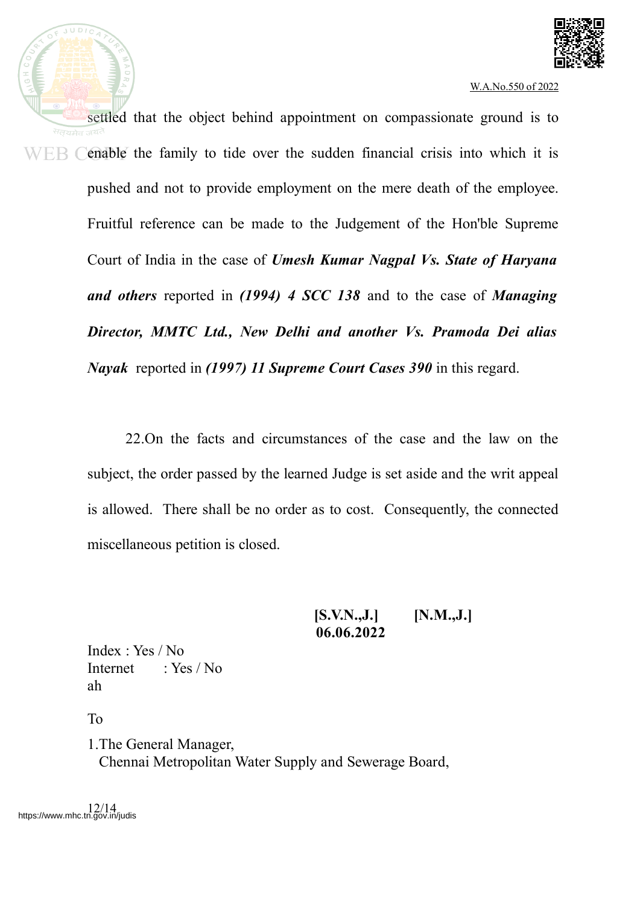settled that the object behind appointment on compassionate ground is to enable the family to tide over the sudden financial crisis into which it is pushed and not to provide employment on the mere death of the employee. Fruitful reference can be made to the Judgement of the Hon'ble Supreme Court of India in the case of ***Umesh Kumar Nagpal Vs. State of Haryana and others*** reported in ***(1994) 4 SCC 138*** and to the case of ***Managing Director, MMTC Ltd., New Delhi and another Vs. Pramoda Dei alias Nayak*** reported in ***(1997) 11 Supreme Court Cases 390*** in this regard.

22.On the facts and circumstances of the case and the law on the subject, the order passed by the learned Judge is set aside and the writ appeal is allowed. There shall be no order as to cost. Consequently, the connected miscellaneous petition is closed.

**[S.V.N.,J.]** **[N.M.,J.]**
**06.06.2022**

Index : Yes / No
Internet : Yes / No
ah

To

1.The General Manager,
Chennai Metropolitan Water Supply and Sewerage Board,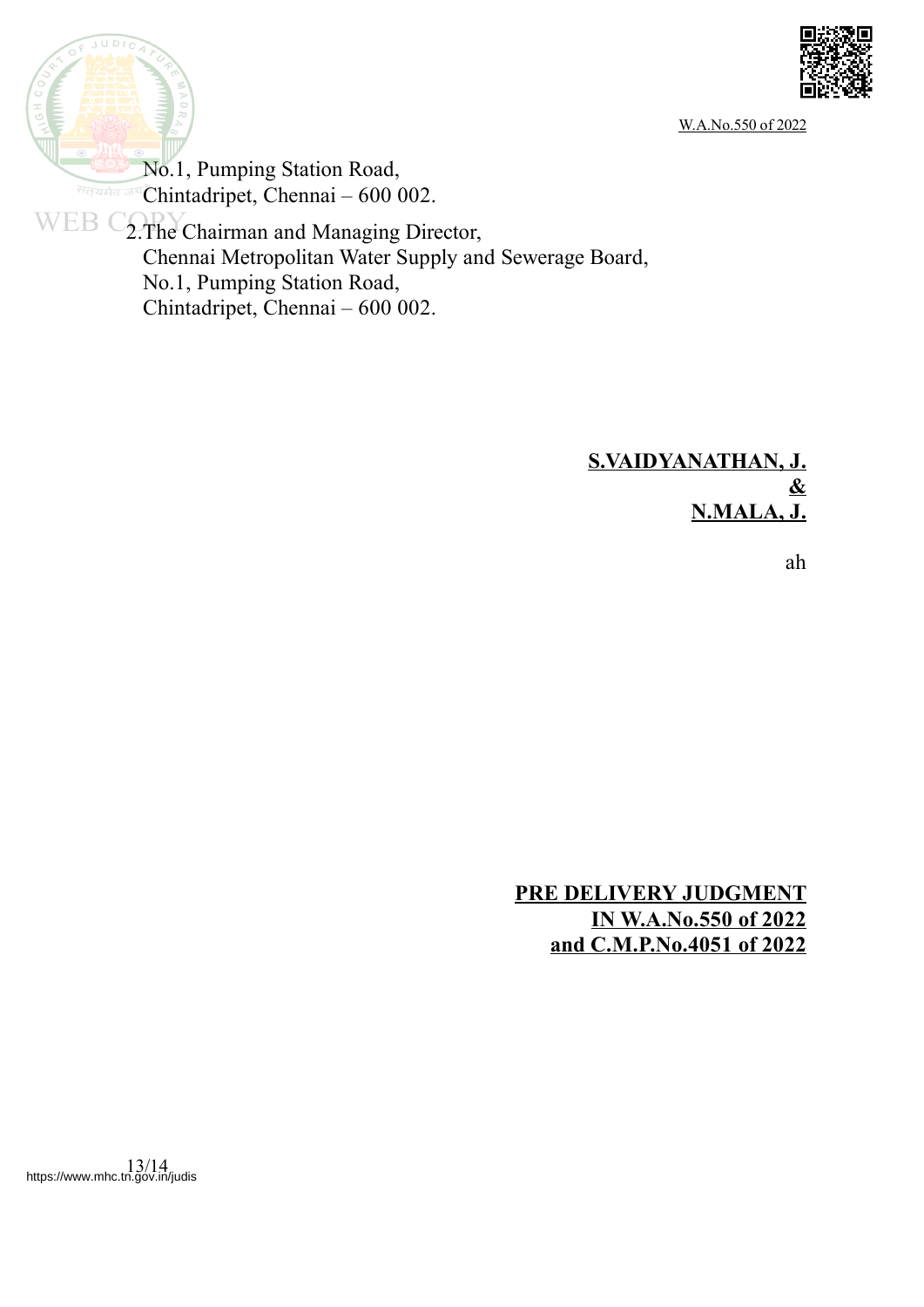No.1, Pumping Station Road,
Chintadripet, Chennai – 600 002.

2.The Chairman and Managing Director,
Chennai Metropolitan Water Supply and Sewerage Board,
No.1, Pumping Station Road,
Chintadripet, Chennai – 600 002.

**S.VAIDYANATHAN, J.**
**&**
**N.MALA, J.**

ah

**PRE DELIVERY JUDGMENT**
**IN W.A.No.550 of 2022**
**and C.M.P.No.4051 of 2022**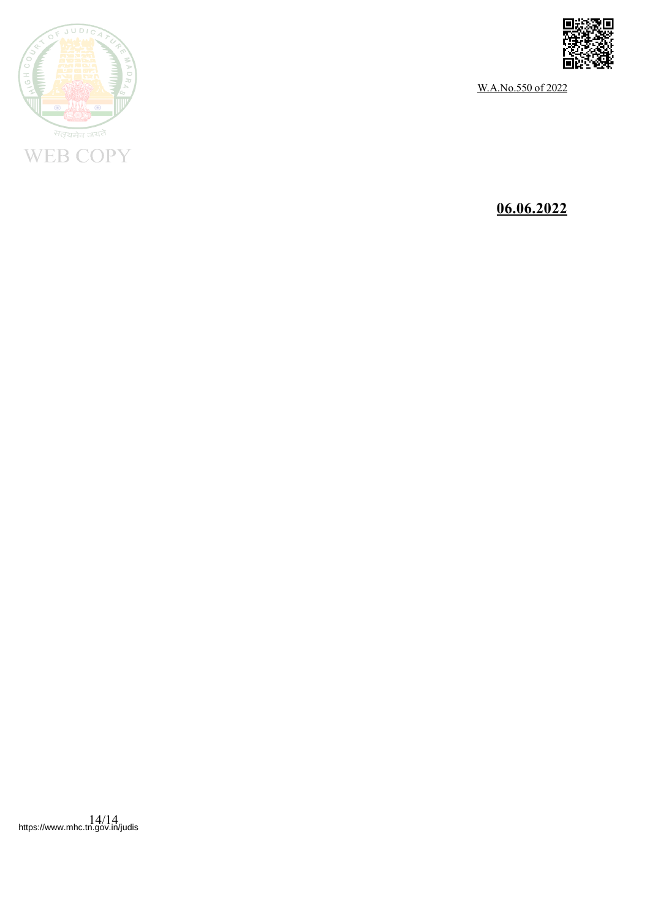**06.06.2022**